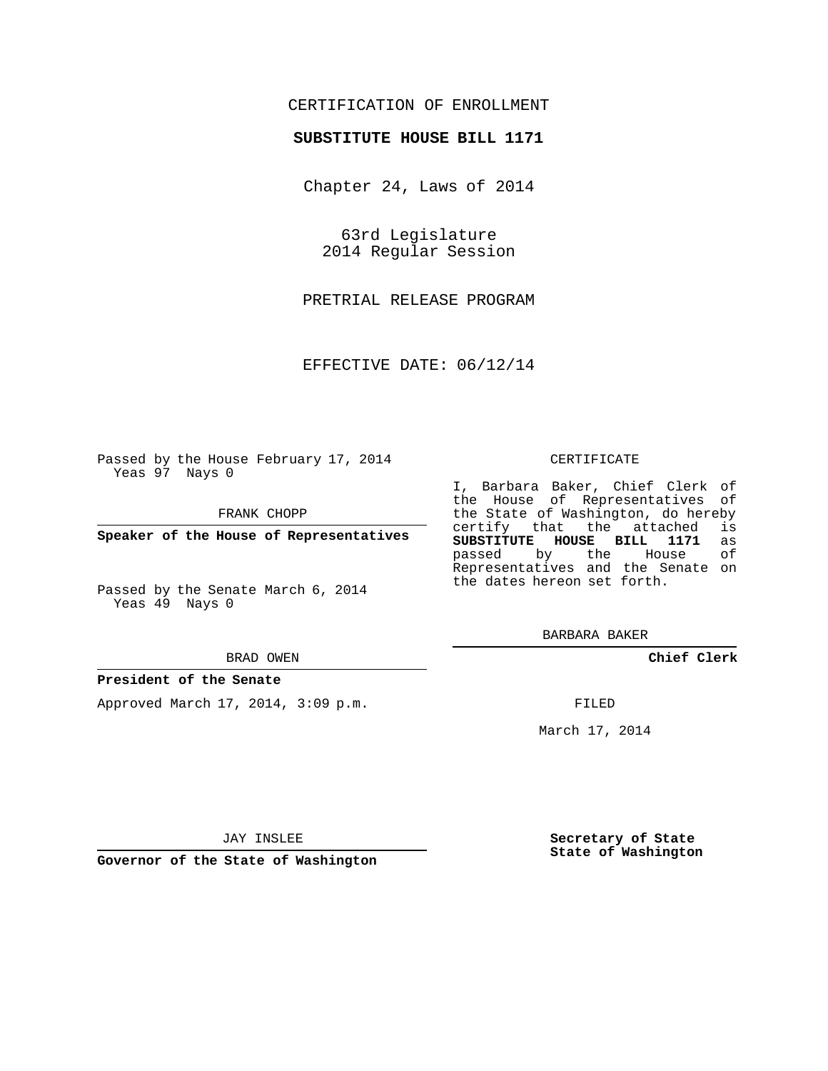CERTIFICATION OF ENROLLMENT

**SUBSTITUTE HOUSE BILL 1171**

Chapter 24, Laws of 2014

63rd Legislature
2014 Regular Session

PRETRIAL RELEASE PROGRAM

EFFECTIVE DATE: 06/12/14

Passed by the House February 17, 2014
Yeas 97 Nays 0

FRANK CHOPP

**Speaker of the House of Representatives**

Passed by the Senate March 6, 2014
Yeas 49 Nays 0

BRAD OWEN

**President of the Senate**

Approved March 17, 2014, 3:09 p.m.

JAY INSLEE

**Governor of the State of Washington**

CERTIFICATE

I, Barbara Baker, Chief Clerk of the House of Representatives of the State of Washington, do hereby certify that the attached is **SUBSTITUTE HOUSE BILL 1171** as passed by the House of Representatives and the Senate on the dates hereon set forth.

BARBARA BAKER

**Chief Clerk**

FILED

March 17, 2014

**Secretary of State**
**State of Washington**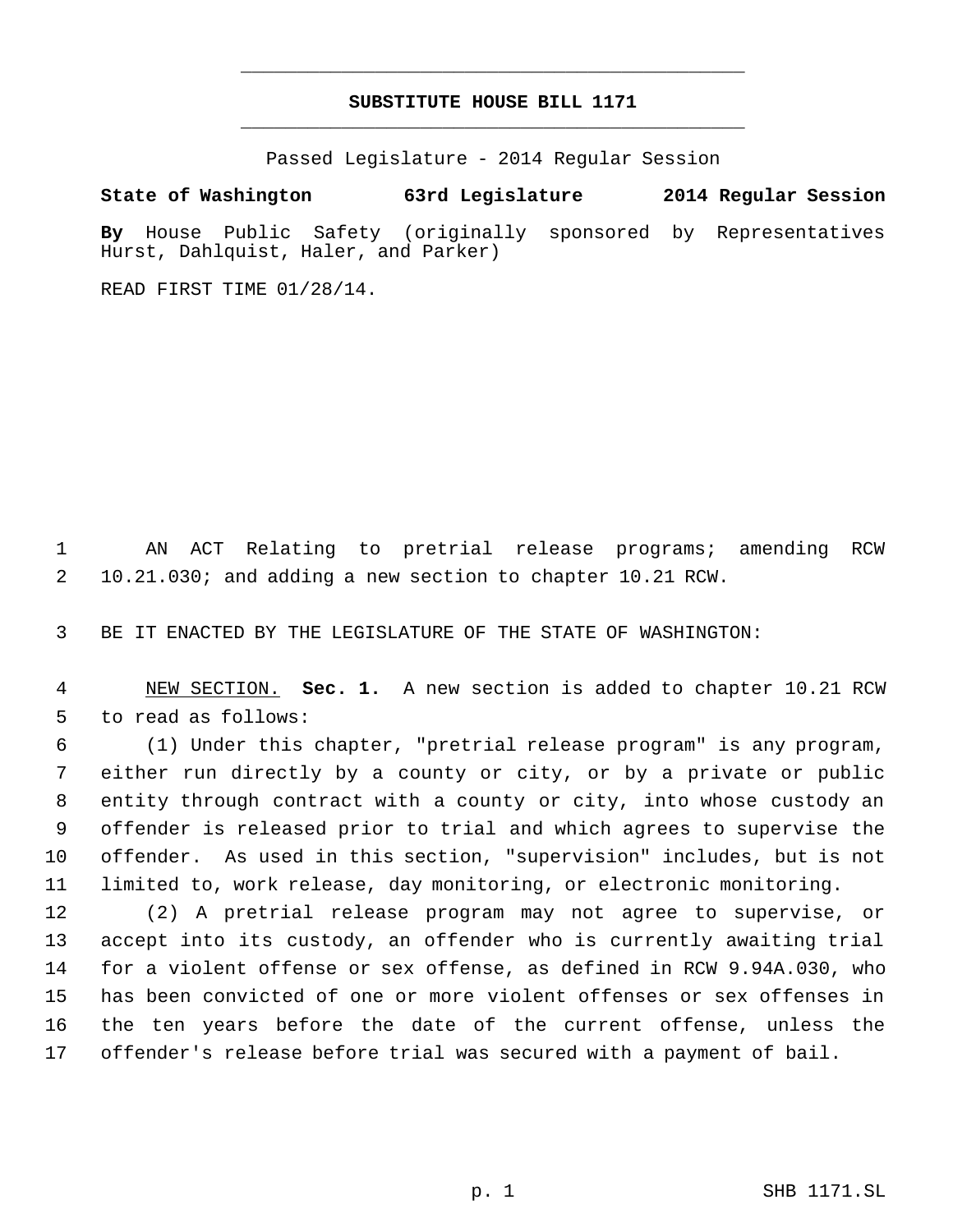# SUBSTITUTE HOUSE BILL 1171

Passed Legislature - 2014 Regular Session

**State of Washington 63rd Legislature 2014 Regular Session**

**By** House Public Safety (originally sponsored by Representatives Hurst, Dahlquist, Haler, and Parker)

READ FIRST TIME 01/28/14.

AN ACT Relating to pretrial release programs; amending RCW 10.21.030; and adding a new section to chapter 10.21 RCW.

BE IT ENACTED BY THE LEGISLATURE OF THE STATE OF WASHINGTON:

NEW SECTION. **Sec. 1.** A new section is added to chapter 10.21 RCW to read as follows:

(1) Under this chapter, "pretrial release program" is any program, either run directly by a county or city, or by a private or public entity through contract with a county or city, into whose custody an offender is released prior to trial and which agrees to supervise the offender. As used in this section, "supervision" includes, but is not limited to, work release, day monitoring, or electronic monitoring.

(2) A pretrial release program may not agree to supervise, or accept into its custody, an offender who is currently awaiting trial for a violent offense or sex offense, as defined in RCW 9.94A.030, who has been convicted of one or more violent offenses or sex offenses in the ten years before the date of the current offense, unless the offender's release before trial was secured with a payment of bail.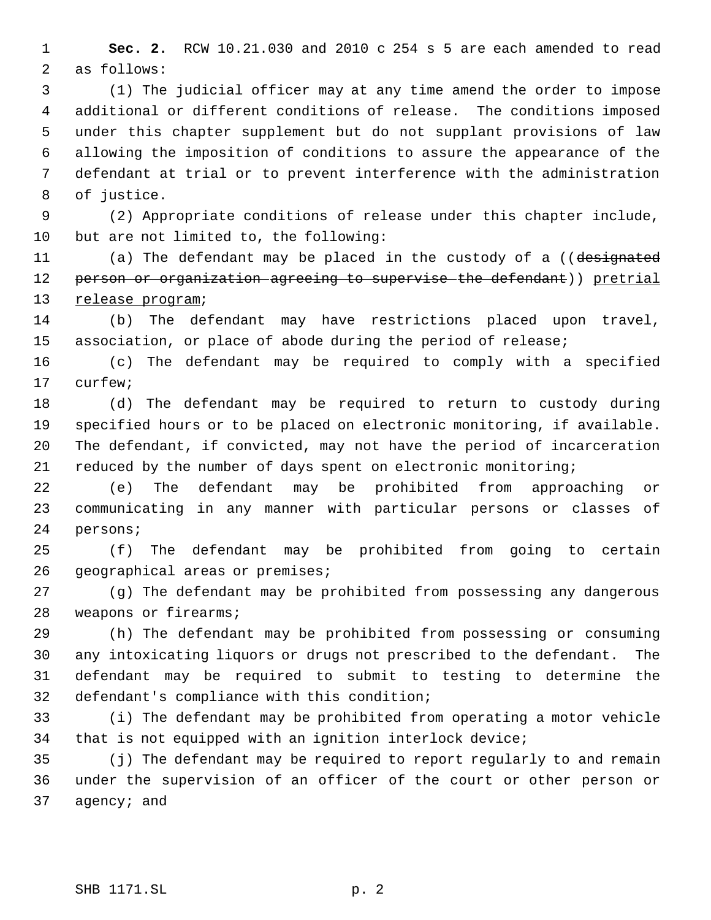**Sec. 2.** RCW 10.21.030 and 2010 c 254 s 5 are each amended to read as follows:

(1) The judicial officer may at any time amend the order to impose additional or different conditions of release. The conditions imposed under this chapter supplement but do not supplant provisions of law allowing the imposition of conditions to assure the appearance of the defendant at trial or to prevent interference with the administration of justice.

(2) Appropriate conditions of release under this chapter include, but are not limited to, the following:

(a) The defendant may be placed in the custody of a ((~~designated person or organization agreeing to supervise the defendant~~)) <u>pretrial release program</u>;

(b) The defendant may have restrictions placed upon travel, association, or place of abode during the period of release;

(c) The defendant may be required to comply with a specified curfew;

(d) The defendant may be required to return to custody during specified hours or to be placed on electronic monitoring, if available. The defendant, if convicted, may not have the period of incarceration reduced by the number of days spent on electronic monitoring;

(e) The defendant may be prohibited from approaching or communicating in any manner with particular persons or classes of persons;

(f) The defendant may be prohibited from going to certain geographical areas or premises;

(g) The defendant may be prohibited from possessing any dangerous weapons or firearms;

(h) The defendant may be prohibited from possessing or consuming any intoxicating liquors or drugs not prescribed to the defendant. The defendant may be required to submit to testing to determine the defendant's compliance with this condition;

(i) The defendant may be prohibited from operating a motor vehicle that is not equipped with an ignition interlock device;

(j) The defendant may be required to report regularly to and remain under the supervision of an officer of the court or other person or agency; and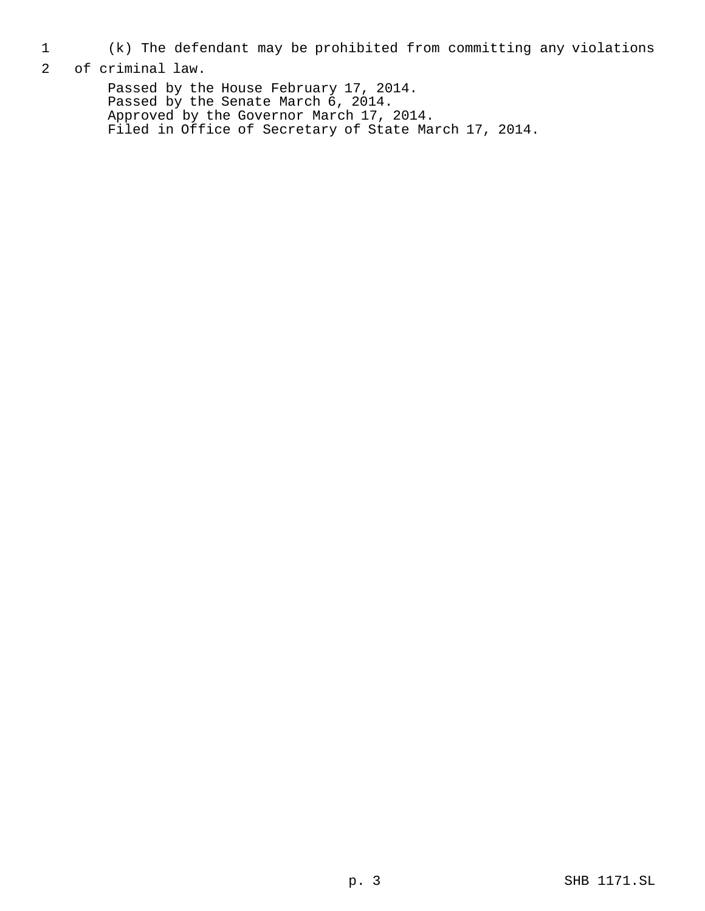(k) The defendant may be prohibited from committing any violations of criminal law.

Passed by the House February 17, 2014.
Passed by the Senate March 6, 2014.
Approved by the Governor March 17, 2014.
Filed in Office of Secretary of State March 17, 2014.